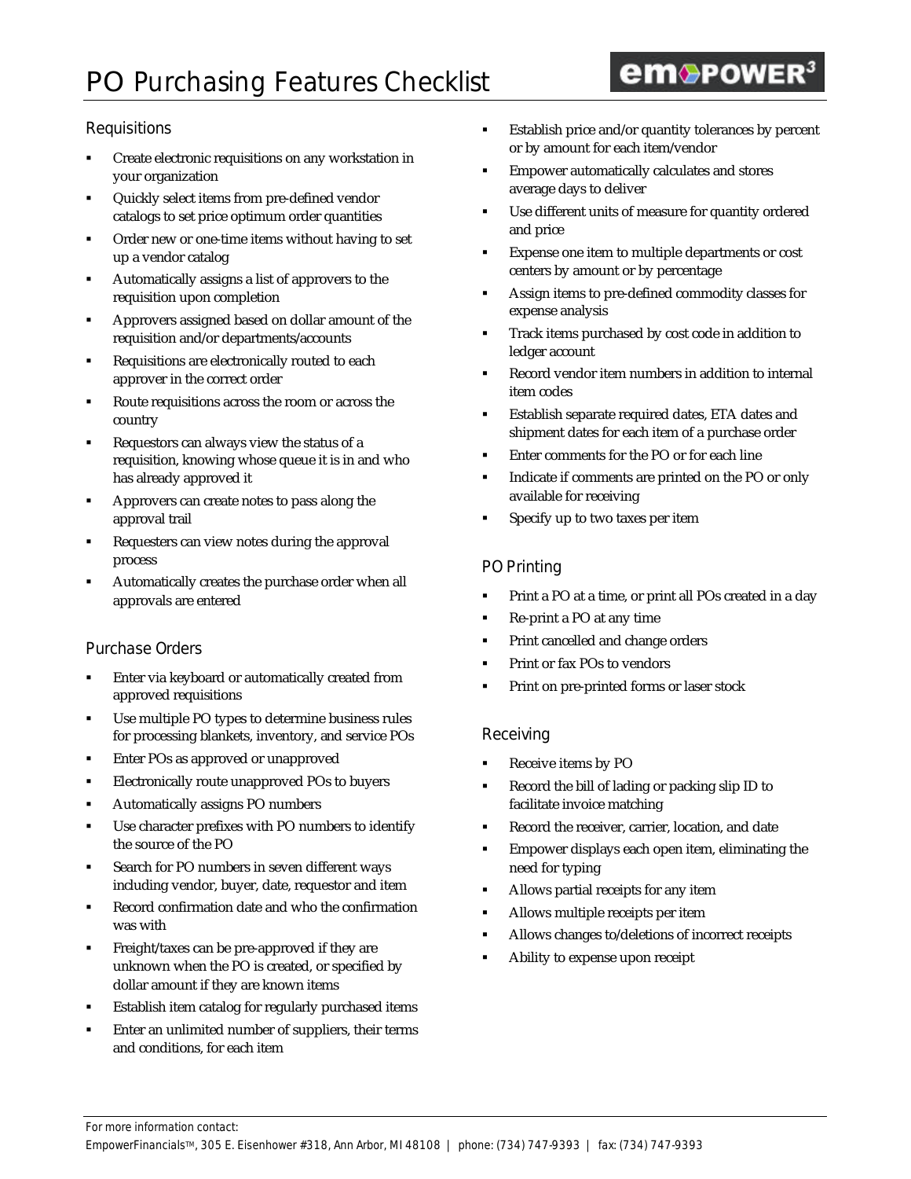# PO Purchasing Features Checklist

empower³

## Requisitions

- Create electronic requisitions on any workstation in your organization
- Quickly select items from pre-defined vendor catalogs to set price optimum order quantities
- Order new or one-time items without having to set up a vendor catalog
- Automatically assigns a list of approvers to the requisition upon completion
- Approvers assigned based on dollar amount of the requisition and/or departments/accounts
- Requisitions are electronically routed to each approver in the correct order
- Route requisitions across the room or across the country
- Requestors can always view the status of a requisition, knowing whose queue it is in and who has already approved it
- Approvers can create notes to pass along the approval trail
- Requesters can view notes during the approval process
- Automatically creates the purchase order when all approvals are entered

## Purchase Orders

- Enter via keyboard or automatically created from approved requisitions
- Use multiple PO types to determine business rules for processing blankets, inventory, and service POs
- Enter POs as approved or unapproved
- Electronically route unapproved POs to buyers
- Automatically assigns PO numbers
- Use character prefixes with PO numbers to identify the source of the PO
- Search for PO numbers in seven different ways including vendor, buyer, date, requestor and item
- Record confirmation date and who the confirmation was with
- Freight/taxes can be pre-approved if they are unknown when the PO is created, or specified by dollar amount if they are known items
- Establish item catalog for regularly purchased items
- Enter an unlimited number of suppliers, their terms and conditions, for each item
- Establish price and/or quantity tolerances by percent or by amount for each item/vendor
- Empower automatically calculates and stores average days to deliver
- Use different units of measure for quantity ordered and price
- Expense one item to multiple departments or cost centers by amount or by percentage
- Assign items to pre-defined commodity classes for expense analysis
- Track items purchased by cost code in addition to ledger account
- Record vendor item numbers in addition to internal item codes
- Establish separate required dates, ETA dates and shipment dates for each item of a purchase order
- Enter comments for the PO or for each line
- Indicate if comments are printed on the PO or only available for receiving
- Specify up to two taxes per item

## PO Printing

- Print a PO at a time, or print all POs created in a day
- Re-print a PO at any time
- Print cancelled and change orders
- Print or fax POs to vendors
- Print on pre-printed forms or laser stock

## Receiving

- Receive items by PO
- Record the bill of lading or packing slip ID to facilitate invoice matching
- Record the receiver, carrier, location, and date
- Empower displays each open item, eliminating the need for typing
- Allows partial receipts for any item
- Allows multiple receipts per item
- Allows changes to/deletions of incorrect receipts
- Ability to expense upon receipt

For more information contact:
EmpowerFinancials™, 305 E. Eisenhower #318, Ann Arbor, MI 48108 | phone: (734) 747-9393 | fax: (734) 747-9393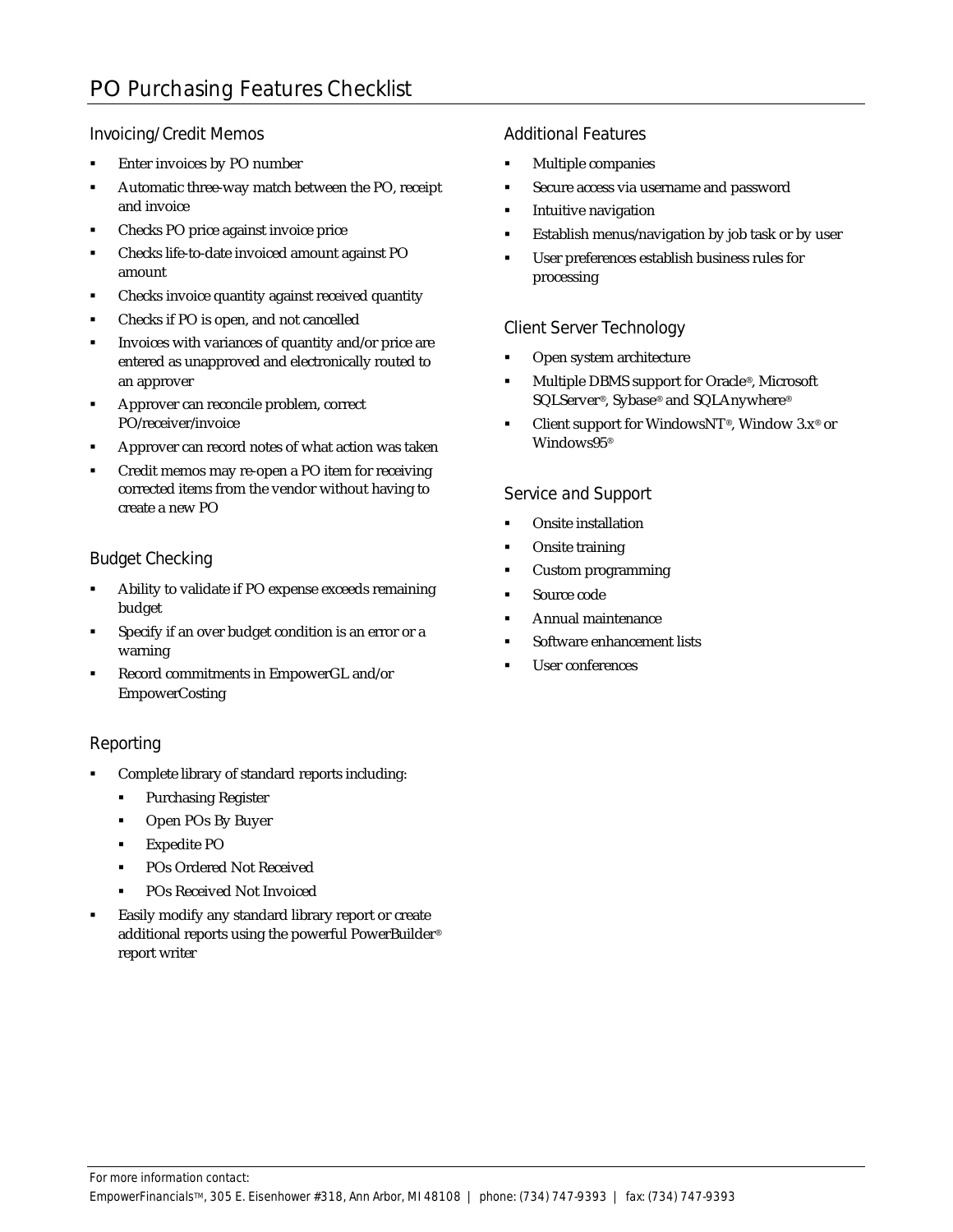# PO Purchasing Features Checklist

## Invoicing/Credit Memos

- Enter invoices by PO number
- Automatic three-way match between the PO, receipt and invoice
- Checks PO price against invoice price
- Checks life-to-date invoiced amount against PO amount
- Checks invoice quantity against received quantity
- Checks if PO is open, and not cancelled
- Invoices with variances of quantity and/or price are entered as unapproved and electronically routed to an approver
- Approver can reconcile problem, correct PO/receiver/invoice
- Approver can record notes of what action was taken
- Credit memos may re-open a PO item for receiving corrected items from the vendor without having to create a new PO

## Budget Checking

- Ability to validate if PO expense exceeds remaining budget
- Specify if an over budget condition is an error or a warning
- Record commitments in EmpowerGL and/or EmpowerCosting

## Reporting

- Complete library of standard reports including:
  - Purchasing Register
  - Open POs By Buyer
  - Expedite PO
  - POs Ordered Not Received
  - POs Received Not Invoiced
- Easily modify any standard library report or create additional reports using the powerful PowerBuilder® report writer

## Additional Features

- Multiple companies
- Secure access via username and password
- Intuitive navigation
- Establish menus/navigation by job task or by user
- User preferences establish business rules for processing

## Client Server Technology

- Open system architecture
- Multiple DBMS support for Oracle®, Microsoft SQLServer®, Sybase® and SQLAnywhere®
- Client support for WindowsNT®, Window 3.x® or Windows95®

## Service and Support

- Onsite installation
- Onsite training
- Custom programming
- Source code
- Annual maintenance
- Software enhancement lists
- User conferences

For more information contact:
EmpowerFinancials™, 305 E. Eisenhower #318, Ann Arbor, MI 48108 | phone: (734) 747-9393 | fax: (734) 747-9393